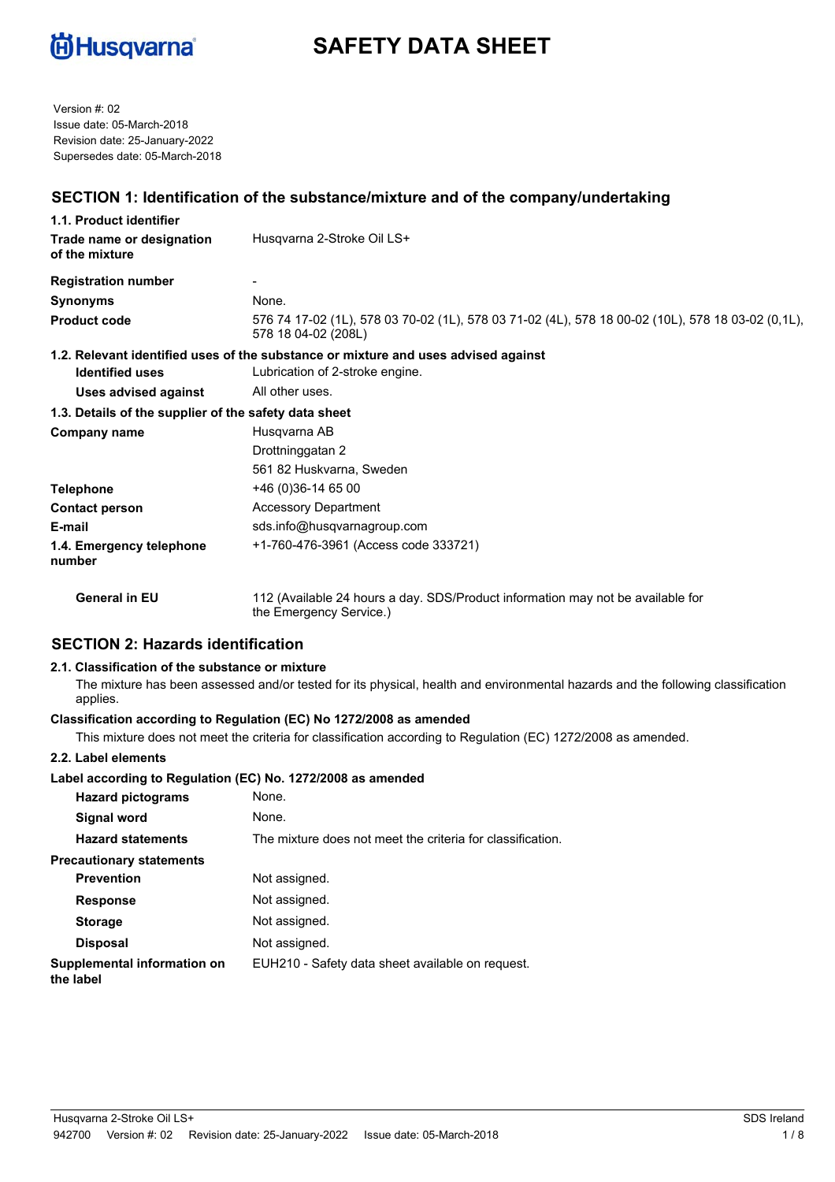# SAFETY DATA SHEET

Version #: 02
Issue date: 05-March-2018
Revision date: 25-January-2022
Supersedes date: 05-March-2018

## SECTION 1: Identification of the substance/mixture and of the company/undertaking

### 1.1. Product identifier

| | |
|---|---|
| **Trade name or designation of the mixture** | Husqvarna 2-Stroke Oil LS+ |
| **Registration number** | - |
| **Synonyms** | None. |
| **Product code** | 576 74 17-02 (1L), 578 03 70-02 (1L), 578 03 71-02 (4L), 578 18 00-02 (10L), 578 18 03-02 (0,1L), 578 18 04-02 (208L) |

### 1.2. Relevant identified uses of the substance or mixture and uses advised against

| | |
|---|---|
| **Identified uses** | Lubrication of 2-stroke engine. |
| **Uses advised against** | All other uses. |

### 1.3. Details of the supplier of the safety data sheet

| | |
|---|---|
| **Company name** | Husqvarna AB<br>Drottninggatan 2<br>561 82 Huskvarna, Sweden |
| **Telephone** | +46 (0)36-14 65 00 |
| **Contact person** | Accessory Department |
| **E-mail** | sds.info@husqvarnagroup.com |
| **1.4. Emergency telephone number** | +1-760-476-3961 (Access code 333721) |
| **General in EU** | 112 (Available 24 hours a day. SDS/Product information may not be available for the Emergency Service.) |

## SECTION 2: Hazards identification

### 2.1. Classification of the substance or mixture

The mixture has been assessed and/or tested for its physical, health and environmental hazards and the following classification applies.

**Classification according to Regulation (EC) No 1272/2008 as amended**

This mixture does not meet the criteria for classification according to Regulation (EC) 1272/2008 as amended.

### 2.2. Label elements

**Label according to Regulation (EC) No. 1272/2008 as amended**

| | |
|---|---|
| **Hazard pictograms** | None. |
| **Signal word** | None. |
| **Hazard statements** | The mixture does not meet the criteria for classification. |

**Precautionary statements**

| | |
|---|---|
| **Prevention** | Not assigned. |
| **Response** | Not assigned. |
| **Storage** | Not assigned. |
| **Disposal** | Not assigned. |
| **Supplemental information on the label** | EUH210 - Safety data sheet available on request. |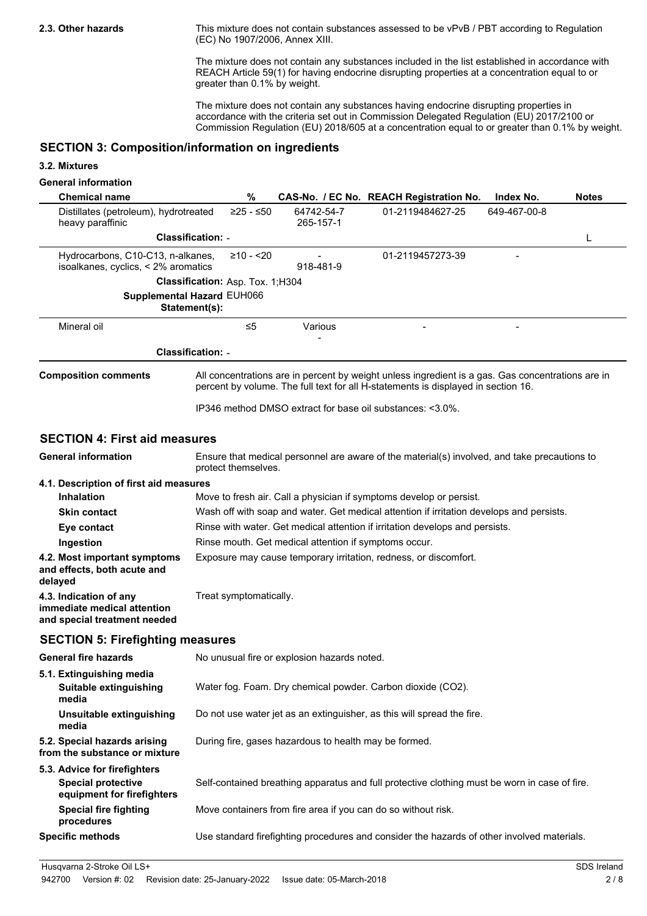**2.3. Other hazards**

This mixture does not contain substances assessed to be vPvB / PBT according to Regulation (EC) No 1907/2006, Annex XIII.

The mixture does not contain any substances included in the list established in accordance with REACH Article 59(1) for having endocrine disrupting properties at a concentration equal to or greater than 0.1% by weight.

The mixture does not contain any substances having endocrine disrupting properties in accordance with the criteria set out in Commission Delegated Regulation (EU) 2017/2100 or Commission Regulation (EU) 2018/605 at a concentration equal to or greater than 0.1% by weight.

## SECTION 3: Composition/information on ingredients

### 3.2. Mixtures

**General information**

| Chemical name | % | CAS-No. / EC No. | REACH Registration No. | Index No. | Notes |
|---|---|---|---|---|---|
| Distillates (petroleum), hydrotreated heavy paraffinic | ≥25 - ≤50 | 64742-54-7 / 265-157-1 | 01-2119484627-25 | 649-467-00-8 | |
| **Classification:** - | | | | | L |
| Hydrocarbons, C10-C13, n-alkanes, isoalkanes, cyclics, < 2% aromatics | ≥10 - <20 | - / 918-481-9 | 01-2119457273-39 | - | |
| **Classification:** Asp. Tox. 1;H304 | | | | | |
| **Supplemental Hazard Statement(s):** EUH066 | | | | | |
| Mineral oil | ≤5 | Various / - | - | - | |
| **Classification:** - | | | | | |

**Composition comments**

All concentrations are in percent by weight unless ingredient is a gas. Gas concentrations are in percent by volume. The full text for all H-statements is displayed in section 16.

IP346 method DMSO extract for base oil substances: <3.0%.

## SECTION 4: First aid measures

**General information**

Ensure that medical personnel are aware of the material(s) involved, and take precautions to protect themselves.

### 4.1. Description of first aid measures

- **Inhalation**: Move to fresh air. Call a physician if symptoms develop or persist.
- **Skin contact**: Wash off with soap and water. Get medical attention if irritation develops and persists.
- **Eye contact**: Rinse with water. Get medical attention if irritation develops and persists.
- **Ingestion**: Rinse mouth. Get medical attention if symptoms occur.

**4.2. Most important symptoms and effects, both acute and delayed**

Exposure may cause temporary irritation, redness, or discomfort.

**4.3. Indication of any immediate medical attention and special treatment needed**

Treat symptomatically.

## SECTION 5: Firefighting measures

**General fire hazards**

No unusual fire or explosion hazards noted.

### 5.1. Extinguishing media

- **Suitable extinguishing media**: Water fog. Foam. Dry chemical powder. Carbon dioxide ($CO_2$).
- **Unsuitable extinguishing media**: Do not use water jet as an extinguisher, as this will spread the fire.

**5.2. Special hazards arising from the substance or mixture**

During fire, gases hazardous to health may be formed.

### 5.3. Advice for firefighters

- **Special protective equipment for firefighters**: Self-contained breathing apparatus and full protective clothing must be worn in case of fire.
- **Special fire fighting procedures**: Move containers from fire area if you can do so without risk.

**Specific methods**

Use standard firefighting procedures and consider the hazards of other involved materials.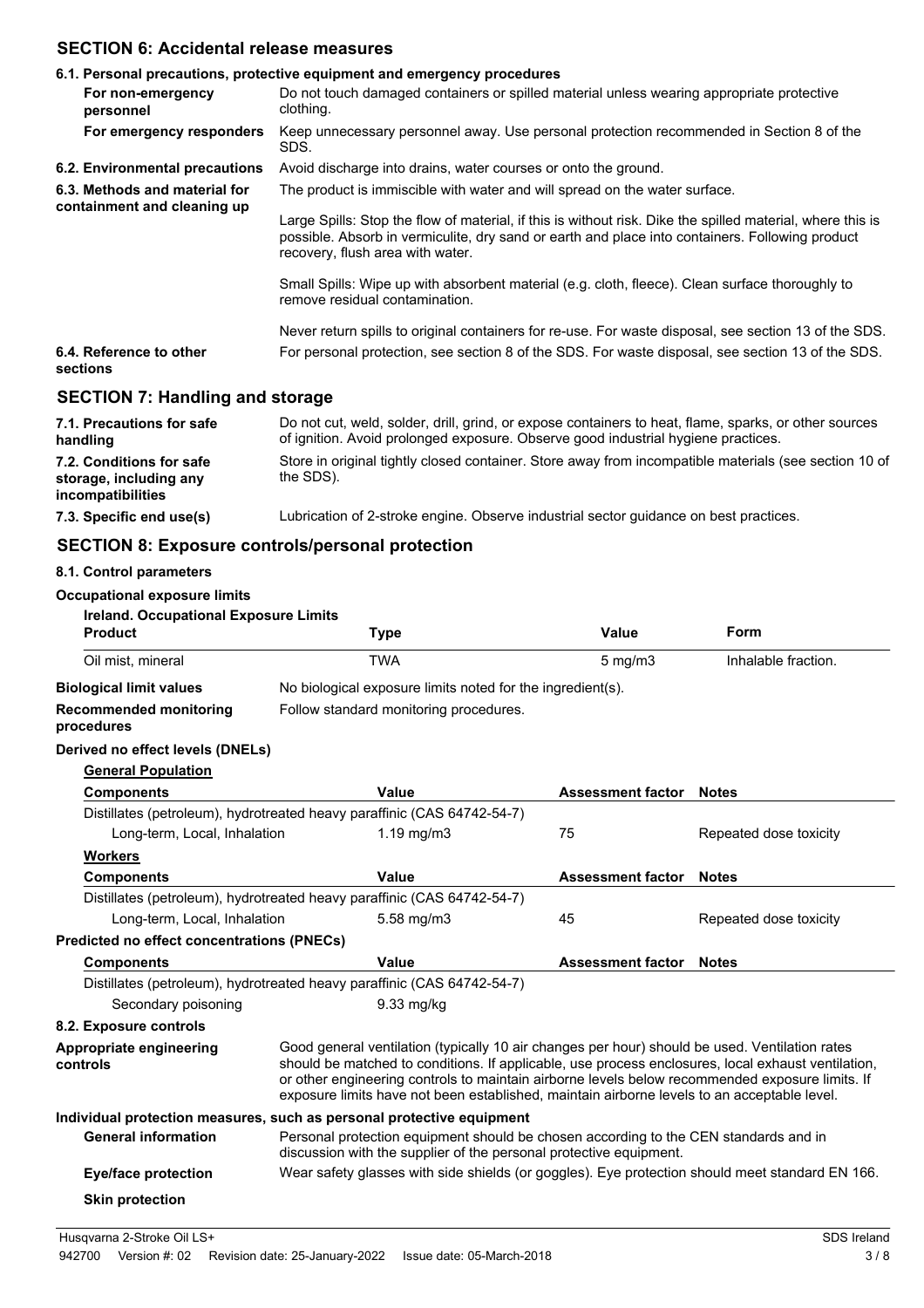## SECTION 6: Accidental release measures

### 6.1. Personal precautions, protective equipment and emergency procedures

**For non-emergency personnel** Do not touch damaged containers or spilled material unless wearing appropriate protective clothing.

**For emergency responders** Keep unnecessary personnel away. Use personal protection recommended in Section 8 of the SDS.

**6.2. Environmental precautions** Avoid discharge into drains, water courses or onto the ground.

**6.3. Methods and material for containment and cleaning up** The product is immiscible with water and will spread on the water surface.

Large Spills: Stop the flow of material, if this is without risk. Dike the spilled material, where this is possible. Absorb in vermiculite, dry sand or earth and place into containers. Following product recovery, flush area with water.

Small Spills: Wipe up with absorbent material (e.g. cloth, fleece). Clean surface thoroughly to remove residual contamination.

Never return spills to original containers for re-use. For waste disposal, see section 13 of the SDS.

**6.4. Reference to other sections** For personal protection, see section 8 of the SDS. For waste disposal, see section 13 of the SDS.

## SECTION 7: Handling and storage

**7.1. Precautions for safe handling** Do not cut, weld, solder, drill, grind, or expose containers to heat, flame, sparks, or other sources of ignition. Avoid prolonged exposure. Observe good industrial hygiene practices.

**7.2. Conditions for safe storage, including any incompatibilities** Store in original tightly closed container. Store away from incompatible materials (see section 10 of the SDS).

**7.3. Specific end use(s)** Lubrication of 2-stroke engine. Observe industrial sector guidance on best practices.

## SECTION 8: Exposure controls/personal protection

### 8.1. Control parameters

**Occupational exposure limits**

**Ireland. Occupational Exposure Limits**

| Product | Type | Value | Form |
|---|---|---|---|
| Oil mist, mineral | TWA | 5 mg/m3 | Inhalable fraction. |

**Biological limit values** No biological exposure limits noted for the ingredient(s).

**Recommended monitoring procedures** Follow standard monitoring procedures.

**Derived no effect levels (DNELs)**

**General Population**

| Components | Value | Assessment factor | Notes |
|---|---|---|---|
| Distillates (petroleum), hydrotreated heavy paraffinic (CAS 64742-54-7) | | | |
| Long-term, Local, Inhalation | 1.19 mg/m3 | 75 | Repeated dose toxicity |

**Workers**

| Components | Value | Assessment factor | Notes |
|---|---|---|---|
| Distillates (petroleum), hydrotreated heavy paraffinic (CAS 64742-54-7) | | | |
| Long-term, Local, Inhalation | 5.58 mg/m3 | 45 | Repeated dose toxicity |

**Predicted no effect concentrations (PNECs)**

| Components | Value | Assessment factor | Notes |
|---|---|---|---|
| Distillates (petroleum), hydrotreated heavy paraffinic (CAS 64742-54-7) | | | |
| Secondary poisoning | 9.33 mg/kg | | |

### 8.2. Exposure controls

**Appropriate engineering controls** Good general ventilation (typically 10 air changes per hour) should be used. Ventilation rates should be matched to conditions. If applicable, use process enclosures, local exhaust ventilation, or other engineering controls to maintain airborne levels below recommended exposure limits. If exposure limits have not been established, maintain airborne levels to an acceptable level.

**Individual protection measures, such as personal protective equipment**

**General information** Personal protection equipment should be chosen according to the CEN standards and in discussion with the supplier of the personal protective equipment.

**Eye/face protection** Wear safety glasses with side shields (or goggles). Eye protection should meet standard EN 166.

**Skin protection**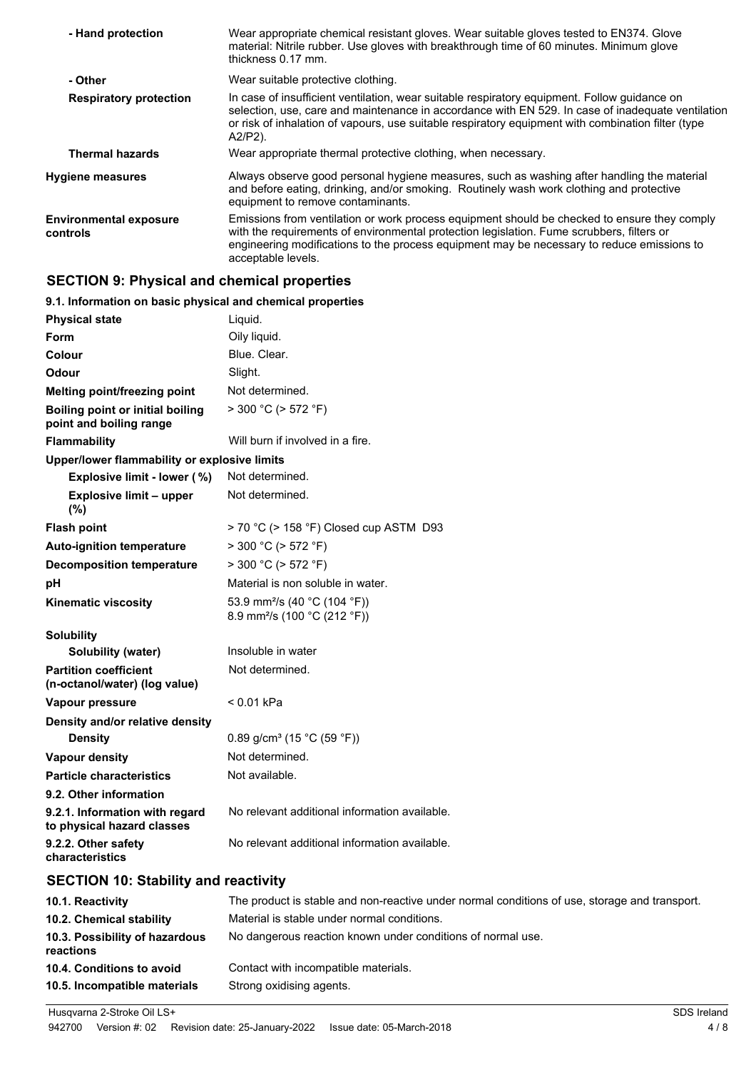| | |
|---|---|
| **- Hand protection** | Wear appropriate chemical resistant gloves. Wear suitable gloves tested to EN374. Glove material: Nitrile rubber. Use gloves with breakthrough time of 60 minutes. Minimum glove thickness 0.17 mm. |
| **- Other** | Wear suitable protective clothing. |
| **Respiratory protection** | In case of insufficient ventilation, wear suitable respiratory equipment. Follow guidance on selection, use, care and maintenance in accordance with EN 529. In case of inadequate ventilation or risk of inhalation of vapours, use suitable respiratory equipment with combination filter (type A2/P2). |
| **Thermal hazards** | Wear appropriate thermal protective clothing, when necessary. |
| **Hygiene measures** | Always observe good personal hygiene measures, such as washing after handling the material and before eating, drinking, and/or smoking. Routinely wash work clothing and protective equipment to remove contaminants. |
| **Environmental exposure controls** | Emissions from ventilation or work process equipment should be checked to ensure they comply with the requirements of environmental protection legislation. Fume scrubbers, filters or engineering modifications to the process equipment may be necessary to reduce emissions to acceptable levels. |

## SECTION 9: Physical and chemical properties

### 9.1. Information on basic physical and chemical properties

| | |
|---|---|
| **Physical state** | Liquid. |
| **Form** | Oily liquid. |
| **Colour** | Blue. Clear. |
| **Odour** | Slight. |
| **Melting point/freezing point** | Not determined. |
| **Boiling point or initial boiling point and boiling range** | > 300 °C (> 572 °F) |
| **Flammability** | Will burn if involved in a fire. |
| **Upper/lower flammability or explosive limits** | |
| **Explosive limit - lower (%)** | Not determined. |
| **Explosive limit – upper (%)** | Not determined. |
| **Flash point** | > 70 °C (> 158 °F) Closed cup ASTM D93 |
| **Auto-ignition temperature** | > 300 °C (> 572 °F) |
| **Decomposition temperature** | > 300 °C (> 572 °F) |
| **pH** | Material is non soluble in water. |
| **Kinematic viscosity** | 53.9 mm²/s (40 °C (104 °F))<br>8.9 mm²/s (100 °C (212 °F)) |
| **Solubility** | |
| **Solubility (water)** | Insoluble in water |
| **Partition coefficient (n-octanol/water) (log value)** | Not determined. |
| **Vapour pressure** | < 0.01 kPa |
| **Density and/or relative density** | |
| **Density** | 0.89 g/cm³ (15 °C (59 °F)) |
| **Vapour density** | Not determined. |
| **Particle characteristics** | Not available. |
| **9.2. Other information** | |
| **9.2.1. Information with regard to physical hazard classes** | No relevant additional information available. |
| **9.2.2. Other safety characteristics** | No relevant additional information available. |

## SECTION 10: Stability and reactivity

| | |
|---|---|
| **10.1. Reactivity** | The product is stable and non-reactive under normal conditions of use, storage and transport. |
| **10.2. Chemical stability** | Material is stable under normal conditions. |
| **10.3. Possibility of hazardous reactions** | No dangerous reaction known under conditions of normal use. |
| **10.4. Conditions to avoid** | Contact with incompatible materials. |
| **10.5. Incompatible materials** | Strong oxidising agents. |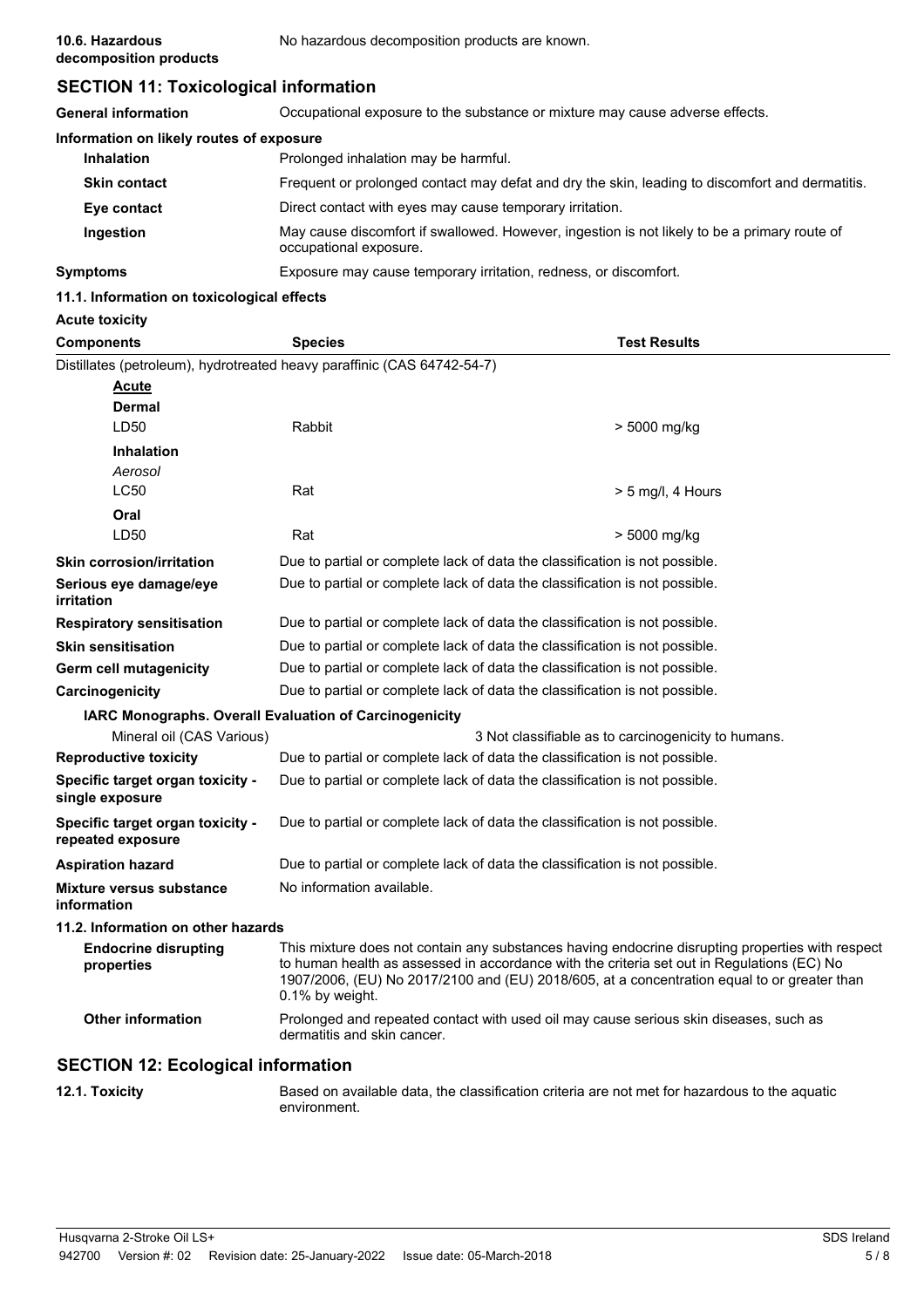**10.6. Hazardous decomposition products** No hazardous decomposition products are known.

## SECTION 11: Toxicological information

**General information** Occupational exposure to the substance or mixture may cause adverse effects.

**Information on likely routes of exposure**

| | |
|---|---|
| **Inhalation** | Prolonged inhalation may be harmful. |
| **Skin contact** | Frequent or prolonged contact may defat and dry the skin, leading to discomfort and dermatitis. |
| **Eye contact** | Direct contact with eyes may cause temporary irritation. |
| **Ingestion** | May cause discomfort if swallowed. However, ingestion is not likely to be a primary route of occupational exposure. |
| **Symptoms** | Exposure may cause temporary irritation, redness, or discomfort. |

**11.1. Information on toxicological effects**

**Acute toxicity**

| Components | Species | Test Results |
|---|---|---|
| Distillates (petroleum), hydrotreated heavy paraffinic (CAS 64742-54-7) | | |
| **Acute** | | |
| **Dermal** | | |
| LD50 | Rabbit | > 5000 mg/kg |
| **Inhalation** | | |
| *Aerosol* | | |
| LC50 | Rat | > 5 mg/l, 4 Hours |
| **Oral** | | |
| LD50 | Rat | > 5000 mg/kg |

| | |
|---|---|
| **Skin corrosion/irritation** | Due to partial or complete lack of data the classification is not possible. |
| **Serious eye damage/eye irritation** | Due to partial or complete lack of data the classification is not possible. |
| **Respiratory sensitisation** | Due to partial or complete lack of data the classification is not possible. |
| **Skin sensitisation** | Due to partial or complete lack of data the classification is not possible. |
| **Germ cell mutagenicity** | Due to partial or complete lack of data the classification is not possible. |
| **Carcinogenicity** | Due to partial or complete lack of data the classification is not possible. |

**IARC Monographs. Overall Evaluation of Carcinogenicity**

| | |
|---|---|
| Mineral oil (CAS Various) | 3 Not classifiable as to carcinogenicity to humans. |

| | |
|---|---|
| **Reproductive toxicity** | Due to partial or complete lack of data the classification is not possible. |
| **Specific target organ toxicity - single exposure** | Due to partial or complete lack of data the classification is not possible. |
| **Specific target organ toxicity - repeated exposure** | Due to partial or complete lack of data the classification is not possible. |
| **Aspiration hazard** | Due to partial or complete lack of data the classification is not possible. |
| **Mixture versus substance information** | No information available. |

**11.2. Information on other hazards**

| | |
|---|---|
| **Endocrine disrupting properties** | This mixture does not contain any substances having endocrine disrupting properties with respect to human health as assessed in accordance with the criteria set out in Regulations (EC) No 1907/2006, (EU) No 2017/2100 and (EU) 2018/605, at a concentration equal to or greater than 0.1% by weight. |
| **Other information** | Prolonged and repeated contact with used oil may cause serious skin diseases, such as dermatitis and skin cancer. |

## SECTION 12: Ecological information

**12.1. Toxicity** Based on available data, the classification criteria are not met for hazardous to the aquatic environment.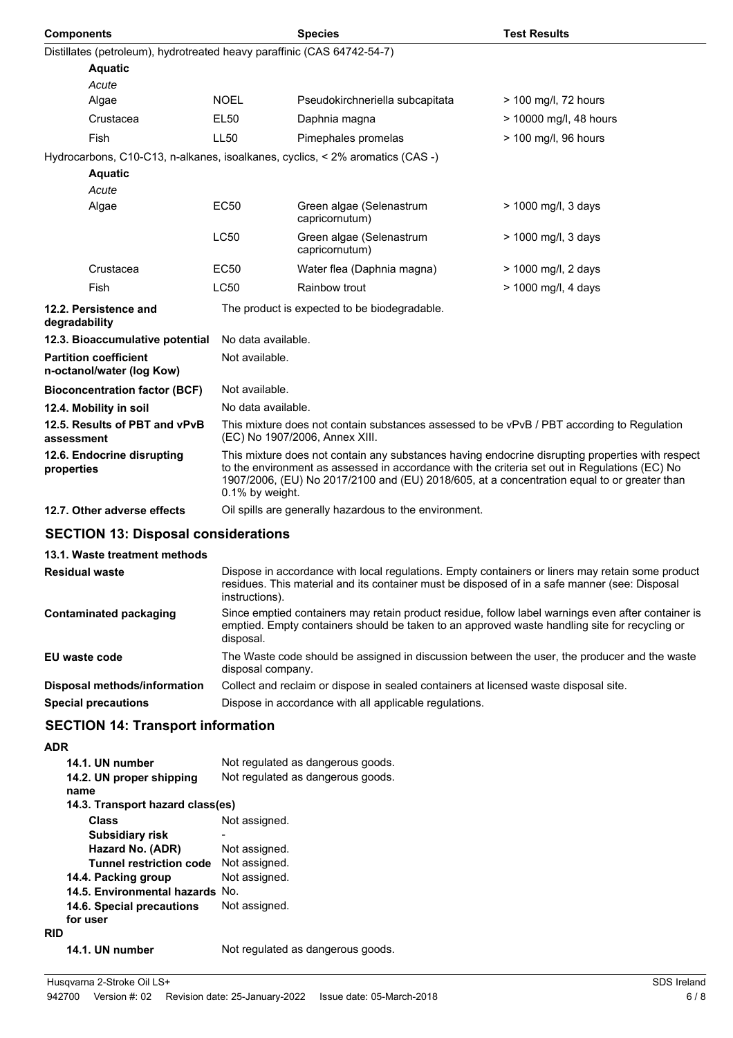| Components | | Species | Test Results |
|---|---|---|---|
| Distillates (petroleum), hydrotreated heavy paraffinic (CAS 64742-54-7) | | | |
| **Aquatic** | | | |
| *Acute* | | | |
| Algae | NOEL | Pseudokirchneriella subcapitata | > 100 mg/l, 72 hours |
| Crustacea | EL50 | Daphnia magna | > 10000 mg/l, 48 hours |
| Fish | LL50 | Pimephales promelas | > 100 mg/l, 96 hours |
| Hydrocarbons, C10-C13, n-alkanes, isoalkanes, cyclics, < 2% aromatics (CAS -) | | | |
| **Aquatic** | | | |
| *Acute* | | | |
| Algae | EC50 | Green algae (Selenastrum capricornutum) | > 1000 mg/l, 3 days |
| | LC50 | Green algae (Selenastrum capricornutum) | > 1000 mg/l, 3 days |
| Crustacea | EC50 | Water flea (Daphnia magna) | > 1000 mg/l, 2 days |
| Fish | LC50 | Rainbow trout | > 1000 mg/l, 4 days |

**12.2. Persistence and degradability** The product is expected to be biodegradable.

**12.3. Bioaccumulative potential** No data available.

**Partition coefficient n-octanol/water (log Kow)** Not available.

**Bioconcentration factor (BCF)** Not available.

**12.4. Mobility in soil** No data available.

**12.5. Results of PBT and vPvB assessment** This mixture does not contain substances assessed to be vPvB / PBT according to Regulation (EC) No 1907/2006, Annex XIII.

**12.6. Endocrine disrupting properties** This mixture does not contain any substances having endocrine disrupting properties with respect to the environment as assessed in accordance with the criteria set out in Regulations (EC) No 1907/2006, (EU) No 2017/2100 and (EU) 2018/605, at a concentration equal to or greater than 0.1% by weight.

**12.7. Other adverse effects** Oil spills are generally hazardous to the environment.

## SECTION 13: Disposal considerations

**13.1. Waste treatment methods**

**Residual waste** Dispose in accordance with local regulations. Empty containers or liners may retain some product residues. This material and its container must be disposed of in a safe manner (see: Disposal instructions).

**Contaminated packaging** Since emptied containers may retain product residue, follow label warnings even after container is emptied. Empty containers should be taken to an approved waste handling site for recycling or disposal.

**EU waste code** The Waste code should be assigned in discussion between the user, the producer and the waste disposal company.

**Disposal methods/information** Collect and reclaim or dispose in sealed containers at licensed waste disposal site.

**Special precautions** Dispose in accordance with all applicable regulations.

## SECTION 14: Transport information

**ADR**

**14.1. UN number** Not regulated as dangerous goods.

**14.2. UN proper shipping name** Not regulated as dangerous goods.

**14.3. Transport hazard class(es)**

**Class** Not assigned.

**Subsidiary risk** -

**Hazard No. (ADR)** Not assigned.

**Tunnel restriction code** Not assigned.

**14.4. Packing group** Not assigned.

**14.5. Environmental hazards** No.

**14.6. Special precautions for user** Not assigned.

**RID**

**14.1. UN number** Not regulated as dangerous goods.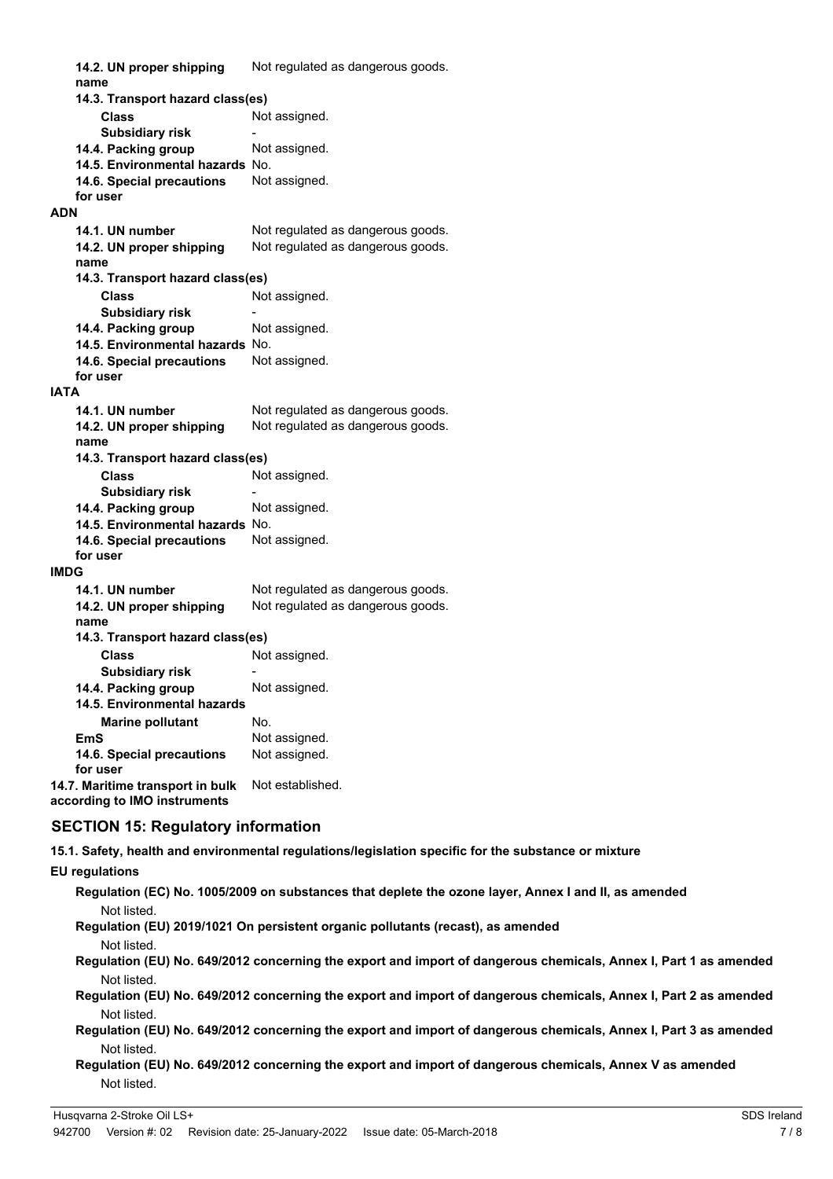| | |
|---|---|
| **14.2. UN proper shipping name** | Not regulated as dangerous goods. |
| **14.3. Transport hazard class(es)** | |
| **Class** | Not assigned. |
| **Subsidiary risk** | - |
| **14.4. Packing group** | Not assigned. |
| **14.5. Environmental hazards** | No. |
| **14.6. Special precautions for user** | Not assigned. |

**ADN**

| | |
|---|---|
| **14.1. UN number** | Not regulated as dangerous goods. |
| **14.2. UN proper shipping name** | Not regulated as dangerous goods. |
| **14.3. Transport hazard class(es)** | |
| **Class** | Not assigned. |
| **Subsidiary risk** | - |
| **14.4. Packing group** | Not assigned. |
| **14.5. Environmental hazards** | No. |
| **14.6. Special precautions for user** | Not assigned. |

**IATA**

| | |
|---|---|
| **14.1. UN number** | Not regulated as dangerous goods. |
| **14.2. UN proper shipping name** | Not regulated as dangerous goods. |
| **14.3. Transport hazard class(es)** | |
| **Class** | Not assigned. |
| **Subsidiary risk** | - |
| **14.4. Packing group** | Not assigned. |
| **14.5. Environmental hazards** | No. |
| **14.6. Special precautions for user** | Not assigned. |

**IMDG**

| | |
|---|---|
| **14.1. UN number** | Not regulated as dangerous goods. |
| **14.2. UN proper shipping name** | Not regulated as dangerous goods. |
| **14.3. Transport hazard class(es)** | |
| **Class** | Not assigned. |
| **Subsidiary risk** | - |
| **14.4. Packing group** | Not assigned. |
| **14.5. Environmental hazards** | |
| **Marine pollutant** | No. |
| **EmS** | Not assigned. |
| **14.6. Special precautions for user** | Not assigned. |
| **14.7. Maritime transport in bulk according to IMO instruments** | Not established. |

## SECTION 15: Regulatory information

**15.1. Safety, health and environmental regulations/legislation specific for the substance or mixture**

**EU regulations**

**Regulation (EC) No. 1005/2009 on substances that deplete the ozone layer, Annex I and II, as amended**

Not listed.

**Regulation (EU) 2019/1021 On persistent organic pollutants (recast), as amended**

Not listed.

**Regulation (EU) No. 649/2012 concerning the export and import of dangerous chemicals, Annex I, Part 1 as amended**

Not listed.

**Regulation (EU) No. 649/2012 concerning the export and import of dangerous chemicals, Annex I, Part 2 as amended**

Not listed.

**Regulation (EU) No. 649/2012 concerning the export and import of dangerous chemicals, Annex I, Part 3 as amended**

Not listed.

**Regulation (EU) No. 649/2012 concerning the export and import of dangerous chemicals, Annex V as amended**

Not listed.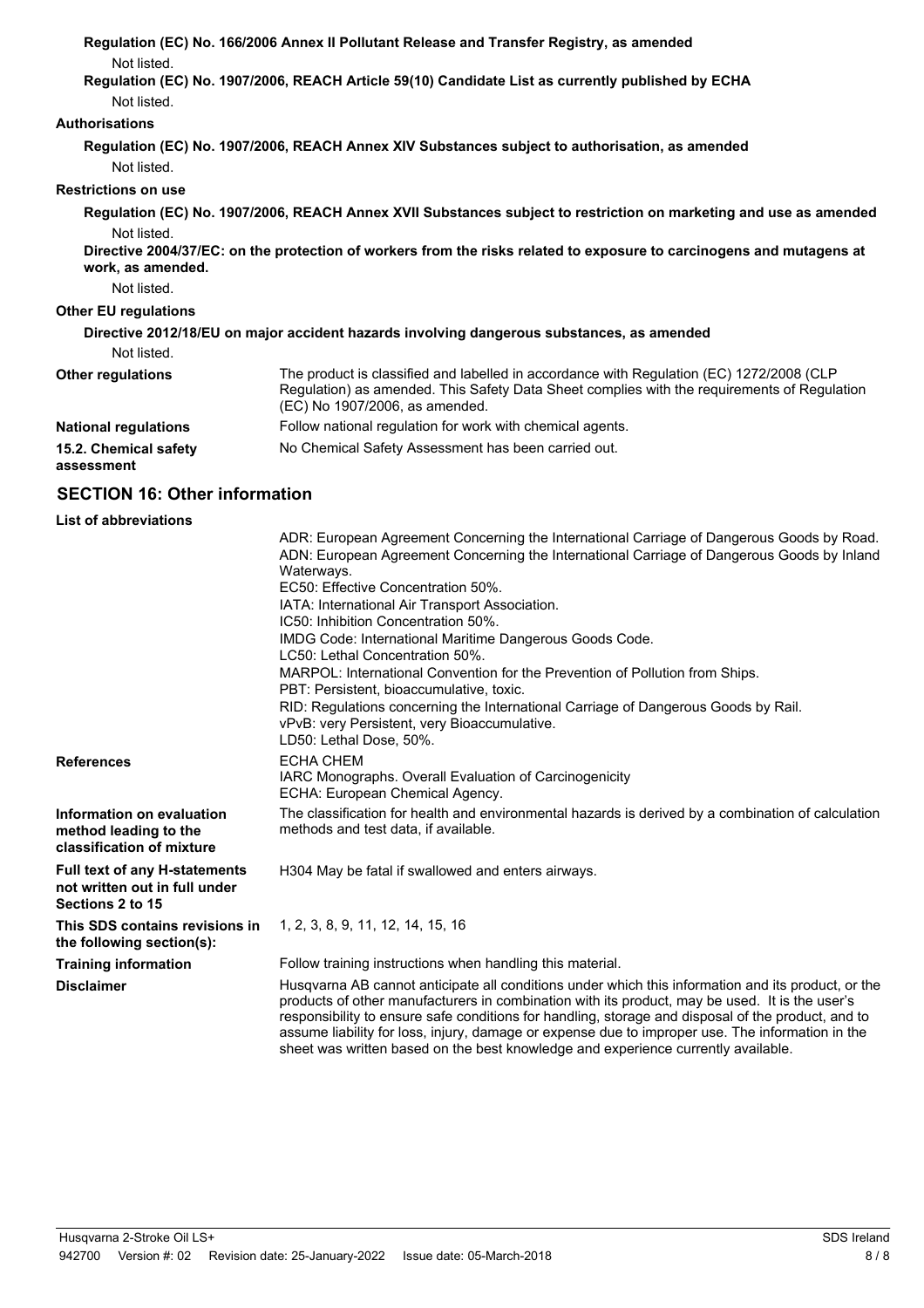**Regulation (EC) No. 166/2006 Annex II Pollutant Release and Transfer Registry, as amended**

Not listed.

**Regulation (EC) No. 1907/2006, REACH Article 59(10) Candidate List as currently published by ECHA**

Not listed.

**Authorisations**

**Regulation (EC) No. 1907/2006, REACH Annex XIV Substances subject to authorisation, as amended**

Not listed.

**Restrictions on use**

**Regulation (EC) No. 1907/2006, REACH Annex XVII Substances subject to restriction on marketing and use as amended**

Not listed.

**Directive 2004/37/EC: on the protection of workers from the risks related to exposure to carcinogens and mutagens at work, as amended.**

Not listed.

**Other EU regulations**

**Directive 2012/18/EU on major accident hazards involving dangerous substances, as amended**

Not listed.

**Other regulations** The product is classified and labelled in accordance with Regulation (EC) 1272/2008 (CLP Regulation) as amended. This Safety Data Sheet complies with the requirements of Regulation (EC) No 1907/2006, as amended.

**National regulations** Follow national regulation for work with chemical agents.

**15.2. Chemical safety assessment** No Chemical Safety Assessment has been carried out.

## SECTION 16: Other information

**List of abbreviations**

ADR: European Agreement Concerning the International Carriage of Dangerous Goods by Road.
ADN: European Agreement Concerning the International Carriage of Dangerous Goods by Inland Waterways.
EC50: Effective Concentration 50%.
IATA: International Air Transport Association.
IC50: Inhibition Concentration 50%.
IMDG Code: International Maritime Dangerous Goods Code.
LC50: Lethal Concentration 50%.
MARPOL: International Convention for the Prevention of Pollution from Ships.
PBT: Persistent, bioaccumulative, toxic.
RID: Regulations concerning the International Carriage of Dangerous Goods by Rail.
vPvB: very Persistent, very Bioaccumulative.
LD50: Lethal Dose, 50%.

**References**

ECHA CHEM
IARC Monographs. Overall Evaluation of Carcinogenicity
ECHA: European Chemical Agency.

**Information on evaluation method leading to the classification of mixture** The classification for health and environmental hazards is derived by a combination of calculation methods and test data, if available.

**Full text of any H-statements not written out in full under Sections 2 to 15** H304 May be fatal if swallowed and enters airways.

**This SDS contains revisions in the following section(s):** 1, 2, 3, 8, 9, 11, 12, 14, 15, 16

**Training information** Follow training instructions when handling this material.

**Disclaimer** Husqvarna AB cannot anticipate all conditions under which this information and its product, or the products of other manufacturers in combination with its product, may be used. It is the user's responsibility to ensure safe conditions for handling, storage and disposal of the product, and to assume liability for loss, injury, damage or expense due to improper use. The information in the sheet was written based on the best knowledge and experience currently available.